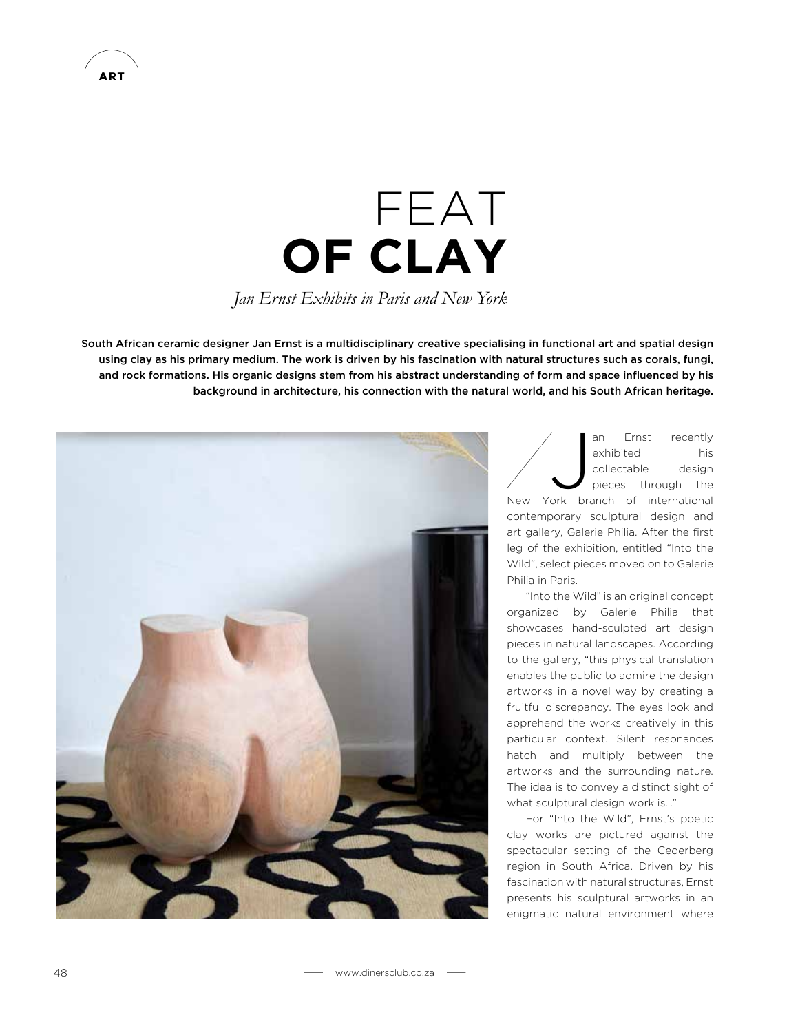ART

# FEAT OF CLAY

*Jan Ernst Exhibits in Paris and New York*

**South African ceramic designer Jan Ernst is a multidisciplinary creative specialising in functional art and spatial design using clay as his primary medium. The work is driven by his fascination with natural structures such as corals, fungi, and rock formations. His organic designs stem from his abstract understanding of form and space influenced by his background in architecture, his connection with the natural world, and his South African heritage.**

Jan Ernst recently exhibited his collectable design pieces through the New York branch of international contemporary sculptural design and art gallery, Galerie Philia. After the first leg of the exhibition, entitled "Into the Wild", select pieces moved on to Galerie Philia in Paris.

"Into the Wild" is an original concept organized by Galerie Philia that showcases hand-sculpted art design pieces in natural landscapes. According to the gallery, "this physical translation enables the public to admire the design artworks in a novel way by creating a fruitful discrepancy. The eyes look and apprehend the works creatively in this particular context. Silent resonances hatch and multiply between the artworks and the surrounding nature. The idea is to convey a distinct sight of what sculptural design work is..."

For "Into the Wild", Ernst's poetic clay works are pictured against the spectacular setting of the Cederberg region in South Africa. Driven by his fascination with natural structures, Ernst presents his sculptural artworks in an enigmatic natural environment where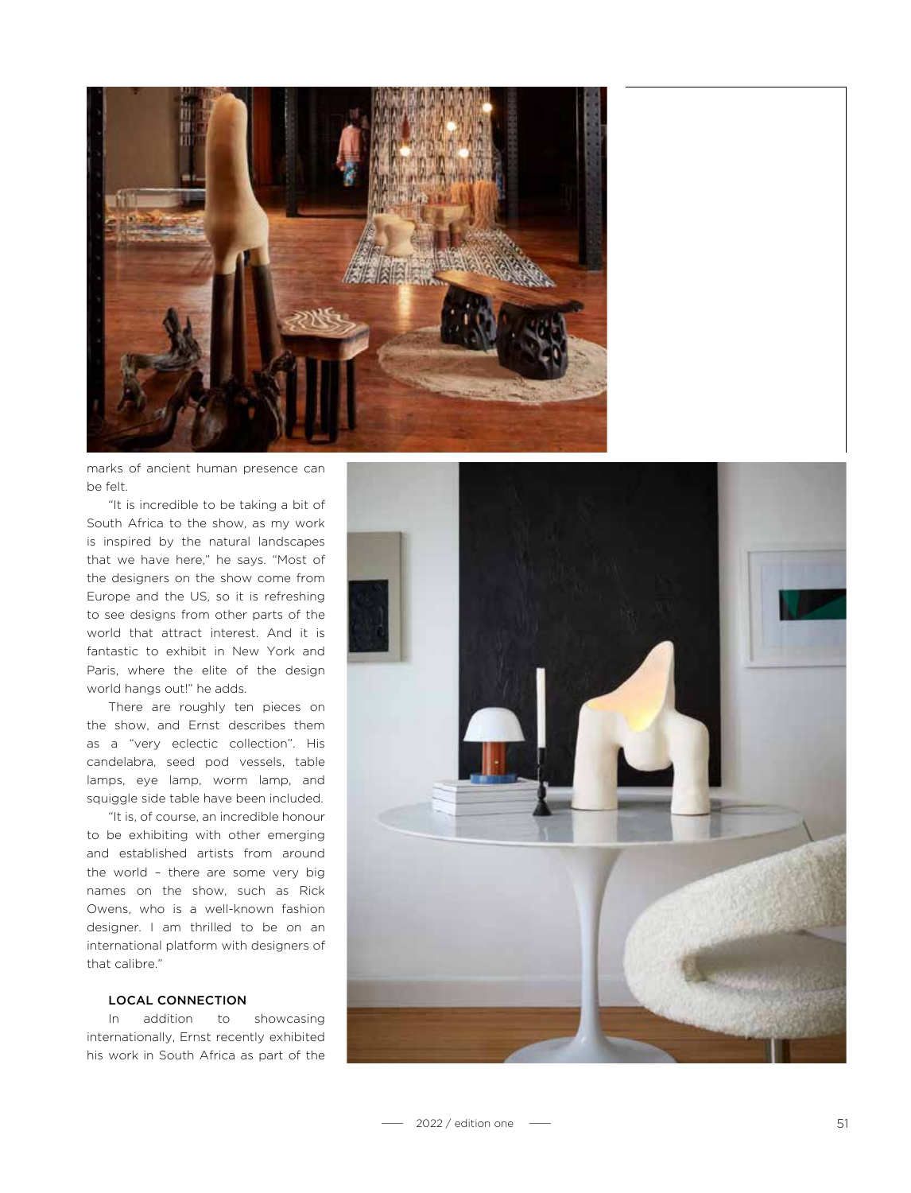marks of ancient human presence can be felt.

"It is incredible to be taking a bit of South Africa to the show, as my work is inspired by the natural landscapes that we have here," he says. "Most of the designers on the show come from Europe and the US, so it is refreshing to see designs from other parts of the world that attract interest. And it is fantastic to exhibit in New York and Paris, where the elite of the design world hangs out!" he adds.

There are roughly ten pieces on the show, and Ernst describes them as a "very eclectic collection". His candelabra, seed pod vessels, table lamps, eye lamp, worm lamp, and squiggle side table have been included.

"It is, of course, an incredible honour to be exhibiting with other emerging and established artists from around the world – there are some very big names on the show, such as Rick Owens, who is a well-known fashion designer. I am thrilled to be on an international platform with designers of that calibre."

#### LOCAL CONNECTION

In addition to showcasing internationally, Ernst recently exhibited his work in South Africa as part of the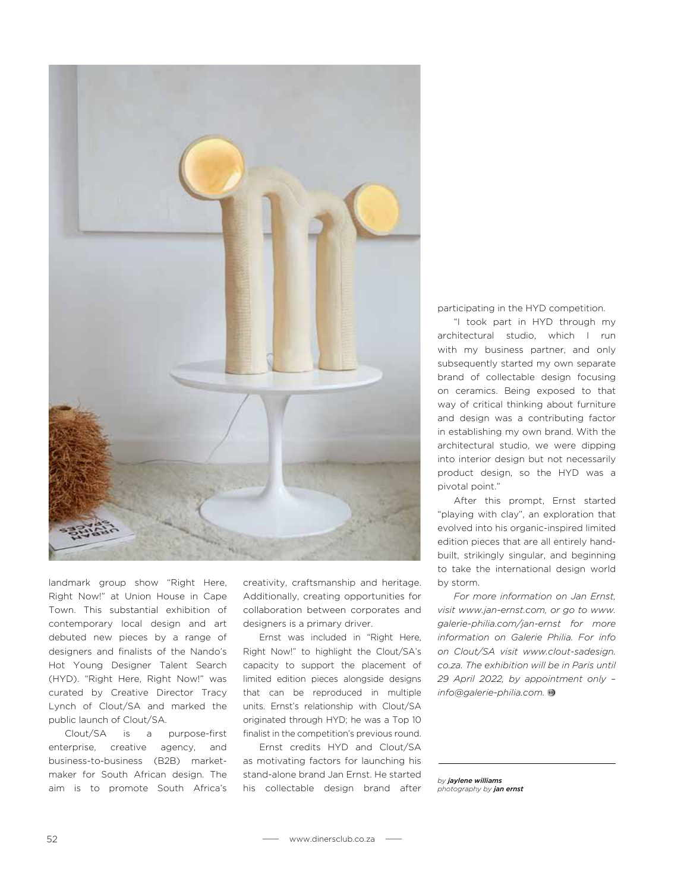landmark group show "Right Here, Right Now!" at Union House in Cape Town. This substantial exhibition of contemporary local design and art debuted new pieces by a range of designers and finalists of the Nando's Hot Young Designer Talent Search (HYD). "Right Here, Right Now!" was curated by Creative Director Tracy Lynch of Clout/SA and marked the public launch of Clout/SA.

Clout/SA is a purpose-first enterprise, creative agency, and business-to-business (B2B) market-maker for South African design. The aim is to promote South Africa's creativity, craftsmanship and heritage. Additionally, creating opportunities for collaboration between corporates and designers is a primary driver.

Ernst was included in "Right Here, Right Now!" to highlight the Clout/SA's capacity to support the placement of limited edition pieces alongside designs that can be reproduced in multiple units. Ernst's relationship with Clout/SA originated through HYD; he was a Top 10 finalist in the competition's previous round.

Ernst credits HYD and Clout/SA as motivating factors for launching his stand-alone brand Jan Ernst. He started his collectable design brand after participating in the HYD competition.

"I took part in HYD through my architectural studio, which I run with my business partner, and only subsequently started my own separate brand of collectable design focusing on ceramics. Being exposed to that way of critical thinking about furniture and design was a contributing factor in establishing my own brand. With the architectural studio, we were dipping into interior design but not necessarily product design, so the HYD was a pivotal point."

After this prompt, Ernst started "playing with clay", an exploration that evolved into his organic-inspired limited edition pieces that are all entirely hand-built, strikingly singular, and beginning to take the international design world by storm.

*For more information on Jan Ernst, visit www.jan-ernst.com, or go to www.galerie-philia.com/jan-ernst for more information on Galerie Philia. For info on Clout/SA visit www.clout-sadesign.co.za. The exhibition will be in Paris until 29 April 2022, by appointment only – info@galerie-philia.com.*

*by* ***jaylene williams***
*photography by* ***jan ernst***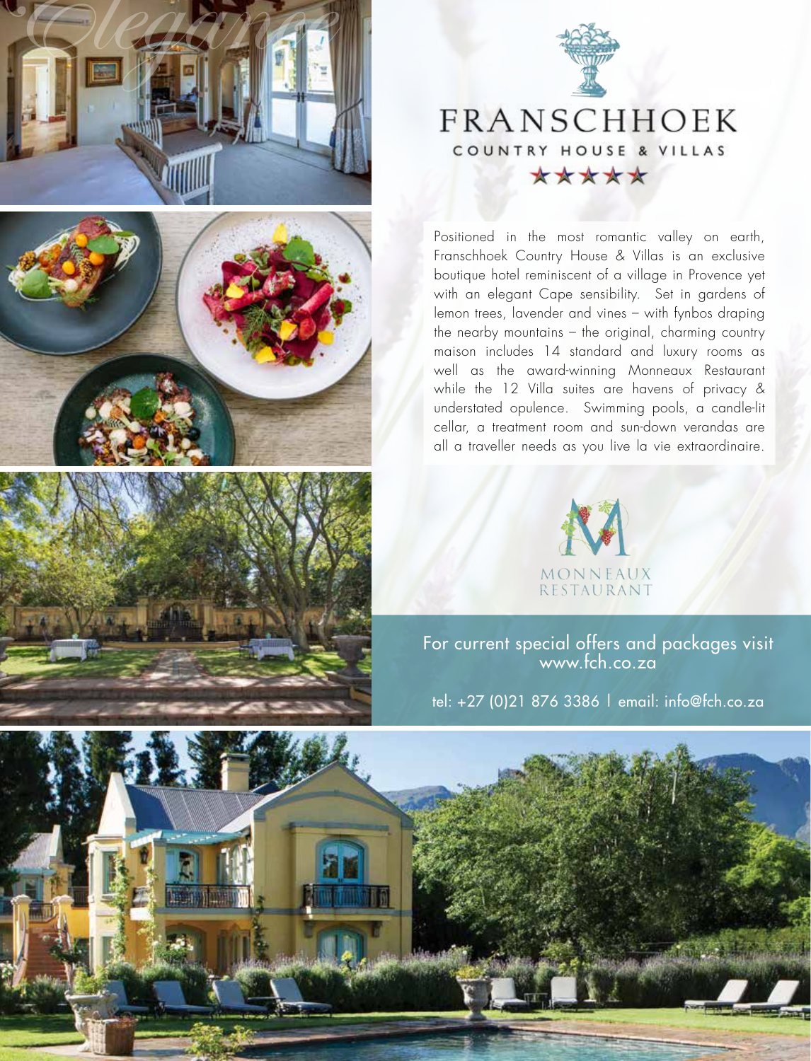# FRANSCHHOEK

COUNTRY HOUSE & VILLAS

★★★★★

Positioned in the most romantic valley on earth, Franschhoek Country House & Villas is an exclusive boutique hotel reminiscent of a village in Provence yet with an elegant Cape sensibility. Set in gardens of lemon trees, lavender and vines – with fynbos draping the nearby mountains – the original, charming country maison includes 14 standard and luxury rooms as well as the award-winning Monneaux Restaurant while the 12 Villa suites are havens of privacy & understated opulence. Swimming pools, a candle-lit cellar, a treatment room and sun-down verandas are all a traveller needs as you live la vie extraordinaire.

MONNEAUX RESTAURANT

For current special offers and packages visit www.fch.co.za

tel: +27 (0)21 876 3386 | email: info@fch.co.za